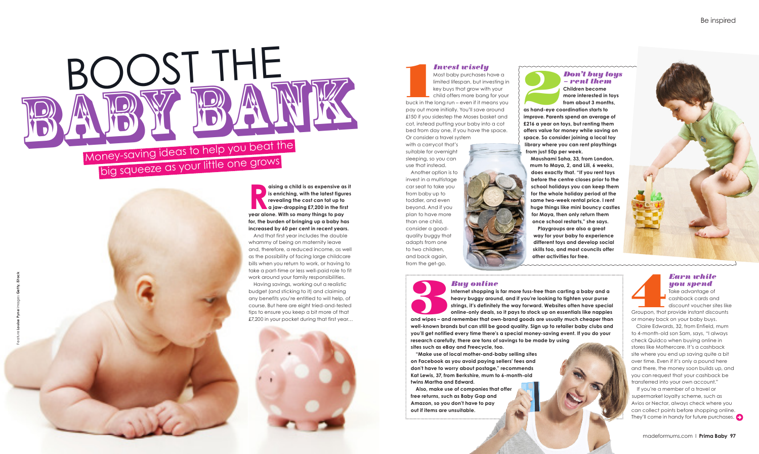# BOOST THE BABY BANK

## Money-saving ideas to help you beat the big squeeze as your little one grows

**Raising a child is as expensive as it is enriching, with the latest figures revealing the cost can tot up to a jaw-dropping £7,200 in the first year alone. With so many things to pay for, the burden of bringing up a baby has increased by 60 per cent in recent years.**

And that first year includes the double whammy of being on maternity leave and, therefore, a reduced income, as well as the possibility of facing large childcare bills when you return to work, or having to take a part-time or less well-paid role to fit work around your family responsibilities.

Having savings, working out a realistic budget (and sticking to it) and claiming any benefits you're entitled to will help, of course. But here are eight tried-and-tested tips to ensure you keep a bit more of that £7,200 in your pocket during that first year...

Feature **Louise Pyne** Images **Getty, iStock**

### 1 *Invest wisely*

Most baby purchases have a limited lifespan, but investing in key buys that grow with your child offers more bang for your buck in the long run – even if it means you pay out more initially. You'll save around £150 if you sidestep the Moses basket and cot, instead putting your baby into a cot bed from day one, if you have the space. Or consider a travel system with a carrycot that's suitable for overnight sleeping, so you can use that instead.

Another option is to invest in a multistage car seat to take you from baby up to toddler, and even beyond. And if you plan to have more than one child, consider a good-quality buggy that adapts from one to two children, and back again, from the get-go.

### 2 *Don't buy toys – rent them*

**Children become more interested in toys from about 3 months, as hand-eye coordination starts to improve. Parents spend an average of £216 a year on toys, but renting them offers value for money while saving on space. So consider joining a local toy library where you can rent playthings from just 50p per week.**

**Maushami Saha, 33, from London, mum to Maya, 2, and Lili, 6 weeks, does exactly that. "If you rent toys before the centre closes prior to the school holidays you can keep them for the whole holiday period at the same two-week rental price. I rent huge things like mini bouncy castles for Maya, then only return them once school restarts," she says.**

**Playgroups are also a great way for your baby to experience different toys and develop social skills too, and most councils offer other activities for free.**

### 3 *Buy online*

**Internet shopping is far more fuss-free than carting a baby and a heavy buggy around, and if you're looking to tighten your purse strings, it's definitely the way forward. Websites often have special online-only deals, so it pays to stock up on essentials like nappies and wipes – and remember that own-brand goods are usually much cheaper than well-known brands but can still be good quality. Sign up to retailer baby clubs and you'll get notified every time there's a special money-saving event. If you do your research carefully, there are tons of savings to be made by using sites such as eBay and Freecycle, too.**

**"Make use of local mother-and-baby selling sites on Facebook as you avoid paying sellers' fees and don't have to worry about postage," recommends Kat Lewis, 37, from Berkshire, mum to 6-month-old twins Martha and Edward.**

**Also, make use of companies that offer free returns, such as Baby Gap and Amazon, so you don't have to pay out if items are unsuitable.**

### 4 *Earn while you spend*

Take advantage of cashback cards and discount voucher sites like Groupon, that provide instant discounts or money back on your baby buys.

Claire Edwards, 32, from Enfield, mum to 4-month-old son Sam, says, "I always check Quidco when buying online in stores like Mothercare. It's a cashback site where you end up saving quite a bit over time. Even if it's only a pound here and there, the money soon builds up, and you can request that your cashback be transferred into your own account."

If you're a member of a travel or supermarket loyalty scheme, such as Avios or Nectar, always check where you can collect points before shopping online. They'll come in handy for future purchases.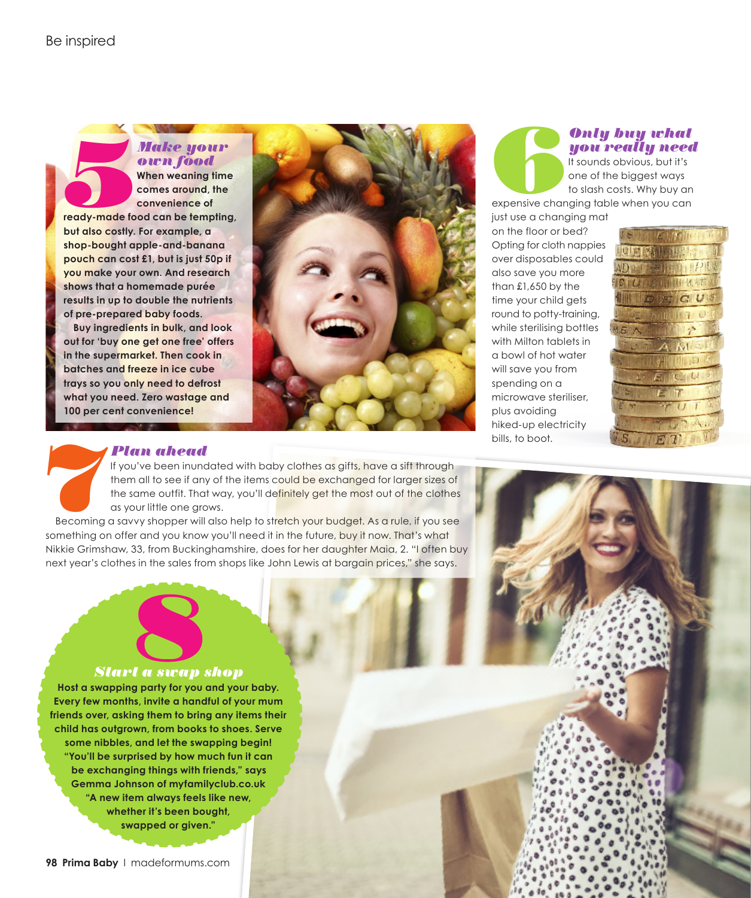## 5 Make your own food

**When weaning time comes around, the convenience of ready-made food can be tempting, but also costly. For example, a shop-bought apple-and-banana pouch can cost £1, but is just 50p if you make your own. And research shows that a homemade purée results in up to double the nutrients of pre-prepared baby foods.**

**Buy ingredients in bulk, and look out for 'buy one get one free' offers in the supermarket. Then cook in batches and freeze in ice cube trays so you only need to defrost what you need. Zero wastage and 100 per cent convenience!**

## 6 Only buy what you really need

It sounds obvious, but it's one of the biggest ways to slash costs. Why buy an expensive changing table when you can just use a changing mat on the floor or bed? Opting for cloth nappies over disposables could also save you more than £1,650 by the time your child gets round to potty-training, while sterilising bottles with Milton tablets in a bowl of hot water will save you from spending on a microwave steriliser, plus avoiding hiked-up electricity bills, to boot.

## 7 Plan ahead

If you've been inundated with baby clothes as gifts, have a sift through them all to see if any of the items could be exchanged for larger sizes of the same outfit. That way, you'll definitely get the most out of the clothes as your little one grows.

Becoming a savvy shopper will also help to stretch your budget. As a rule, if you see something on offer and you know you'll need it in the future, buy it now. That's what Nikkie Grimshaw, 33, from Buckinghamshire, does for her daughter Maia, 2. "I often buy next year's clothes in the sales from shops like John Lewis at bargain prices," she says.

## 8 Start a swap shop

**Host a swapping party for you and your baby. Every few months, invite a handful of your mum friends over, asking them to bring any items their child has outgrown, from books to shoes. Serve some nibbles, and let the swapping begin! "You'll be surprised by how much fun it can be exchanging things with friends," says Gemma Johnson of myfamilyclub.co.uk "A new item always feels like new, whether it's been bought, swapped or given."**